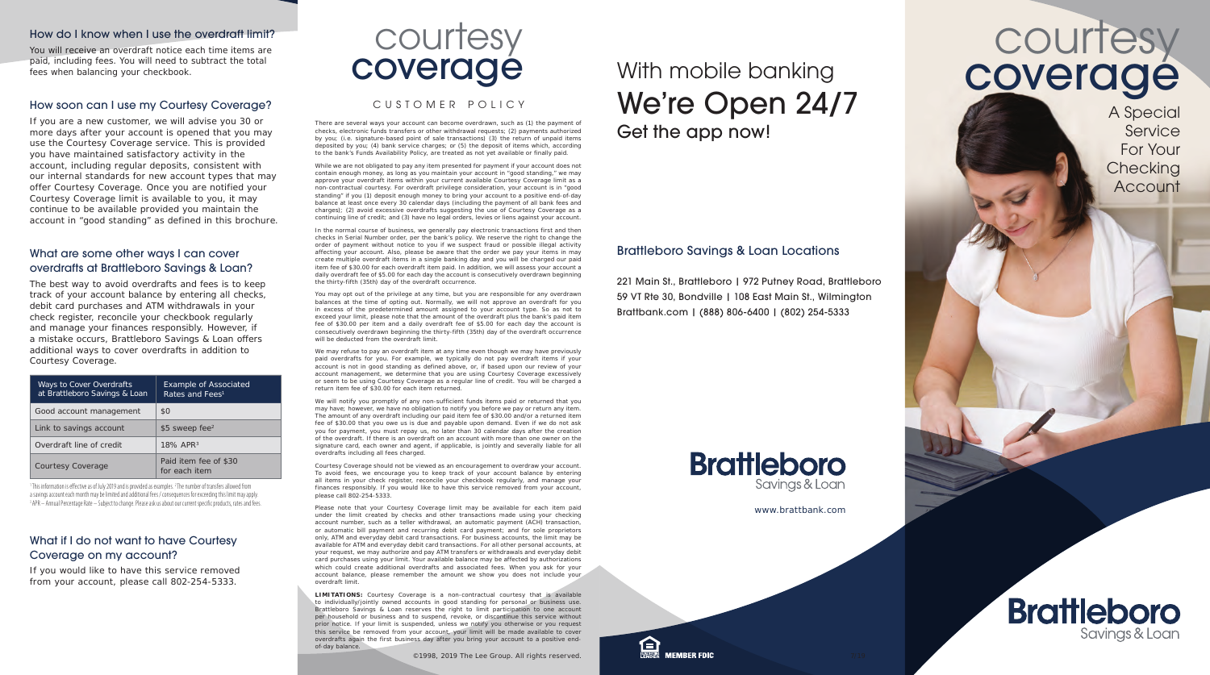## How do I know when I use the overdraft limit?

You will receive an overdraft notice each time items are paid, including fees. You will need to subtract the total fees when balancing your checkbook.

## How soon can I use my Courtesy Coverage?

If you are a new customer, we will advise you 30 or more days after your account is opened that you may use the Courtesy Coverage service. This is provided you have maintained satisfactory activity in the account, including regular deposits, consistent with our internal standards for new account types that may offer Courtesy Coverage. Once you are notified your Courtesy Coverage limit is available to you, it may continue to be available provided you maintain the account in "good standing" as defined in this brochure.

## What are some other ways I can cover overdrafts at Brattleboro Savings & Loan?

The best way to avoid overdrafts and fees is to keep track of your account balance by entering all checks, debit card purchases and ATM withdrawals in your check register, reconcile your checkbook regularly and manage your finances responsibly. However, if a mistake occurs, Brattleboro Savings & Loan offers additional ways to cover overdrafts in addition to Courtesy Coverage.

| Ways to Cover Overdrafts at Brattleboro Savings & Loan | Example of Associated Rates and Fees[1] |
|---|---|
| Good account management | $0 |
| Link to savings account | $5 sweep fee[2] |
| Overdraft line of credit | 18% APR[3] |
| Courtesy Coverage | Paid item fee of $30 for each item |

[1] This information is effective as of July 2019 and is provided as examples. [2] The number of transfers allowed from a savings account each month may be limited and additional fees / consequences for exceeding this limit may apply. [3] APR – Annual Percentage Rate – Subject to change. Please ask us about our current specific products, rates and fees.

## What if I do not want to have Courtesy Coverage on my account?

If you would like to have this service removed from your account, please call 802-254-5333.

# courtesy coverage

### CUSTOMER POLICY

There are several ways your account can become overdrawn, such as (1) the payment of checks, electronic funds transfers or other withdrawal requests; (2) payments authorized by you; (i.e. signature-based point of sale transactions) (3) the return of unpaid items deposited by you; (4) bank service charges; or (5) the deposit of items which, according to the bank's Funds Availability Policy, are treated as not yet available or finally paid.

While we are not obligated to pay any item presented for payment if your account does not contain enough money, as long as you maintain your account in "good standing," we may approve your overdraft items within your current available Courtesy Coverage limit as a non-contractual courtesy. For overdraft privilege consideration, your account is in "good standing" if you (1) deposit enough money to bring your account to a positive end-of-day balance at least once every 30 calendar days (including the payment of all bank fees and charges); (2) avoid excessive overdrafts suggesting the use of Courtesy Coverage as a continuing line of credit; and (3) have no legal orders, levies or liens against your account.

In the normal course of business, we generally pay electronic transactions first and then checks in Serial Number order, per the bank's policy. We reserve the right to change the order of payment without notice to you if we suspect fraud or possible illegal activity affecting your account. Also, please be aware that the order we pay your items in may create multiple overdraft items in a single banking day and you will be charged our paid item fee of $30.00 for each overdraft item paid. In addition, we will assess your account a daily overdraft fee of $5.00 for each day the account is consecutively overdrawn beginning the thirty-fifth (35th) day of the overdraft occurrence.

You may opt out of the privilege at any time, but you are responsible for any overdrawn balances at the time of opting out. Normally, we will not approve an overdraft for you in excess of the predetermined amount assigned to your account type. So as not to exceed your limit, please note that the amount of the overdraft plus the bank's paid item fee of $30.00 per item and a daily overdraft fee of $5.00 for each day the account is consecutively overdrawn beginning the thirty-fifth (35th) day of the overdraft occurrence will be deducted from the overdraft limit.

We may refuse to pay an overdraft item at any time even though we may have previously paid overdrafts for you. For example, we typically do not pay overdraft items if your account is not in good standing as defined above, or, if based upon our review of your account management, we determine that you are using Courtesy Coverage excessively or seem to be using Courtesy Coverage as a regular line of credit. You will be charged a return item fee of $30.00 for each item returned.

We will notify you promptly of any non-sufficient funds items paid or returned that you may have; however, we have no obligation to notify you before we pay or return any item. The amount of any overdraft including our paid item fee of $30.00 and/or a returned item fee of $30.00 that you owe us is due and payable upon demand. Even if we do not ask you for payment, you must repay us, no later than 30 calendar days after the creation of the overdraft. If there is an overdraft on an account with more than one owner on the signature card, each owner and agent, if applicable, is jointly and severally liable for all overdrafts including all fees charged.

Courtesy Coverage should not be viewed as an encouragement to overdraw your account. To avoid fees, we encourage you to keep track of your account balance by entering all items in your check register, reconcile your checkbook regularly, and manage your finances responsibly. If you would like to have this service removed from your account, please call 802-254-5333.

Please note that your Courtesy Coverage limit may be available for each item paid under the limit created by checks and other transactions made using your checking account number, such as a teller withdrawal, an automatic payment (ACH) transaction, or automatic bill payment and recurring debit card payment; and for sole proprietors only, ATM and everyday debit card transactions. For business accounts, the limit may be available for ATM and everyday debit card transactions. For all other personal accounts, at your request, we may authorize and pay ATM transfers or withdrawals and everyday debit card purchases using your limit. Your available balance may be affected by authorizations which could create additional overdrafts and associated fees. When you ask for your account balance, please remember the amount we show you does not include your overdraft limit.

**LIMITATIONS:** Courtesy Coverage is a non-contractual courtesy that is available to individually/jointly owned accounts in good standing for personal or business use. Brattleboro Savings & Loan reserves the right to limit participation to one account per household or business and to suspend, revoke, or discontinue this service without prior notice. If your limit is suspended, unless we notify you otherwise or you request this service be removed from your account, your limit will be made available to cover overdrafts again the first business day after you bring your account to a positive end-of-day balance.

©1998, 2019 The Lee Group. All rights reserved.

# With mobile banking We're Open 24/7

## Get the app now!

## Brattleboro Savings & Loan Locations

221 Main St., Brattleboro | 972 Putney Road, Brattleboro
59 VT Rte 30, Bondville | 108 East Main St., Wilmington
Brattbank.com | (888) 806-6400 | (802) 254-5333

**Brattleboro** Savings & Loan

www.brattbank.com

MEMBER FDIC

# courtesy coverage

A Special Service For Your Checking Account

**Brattleboro** Savings & Loan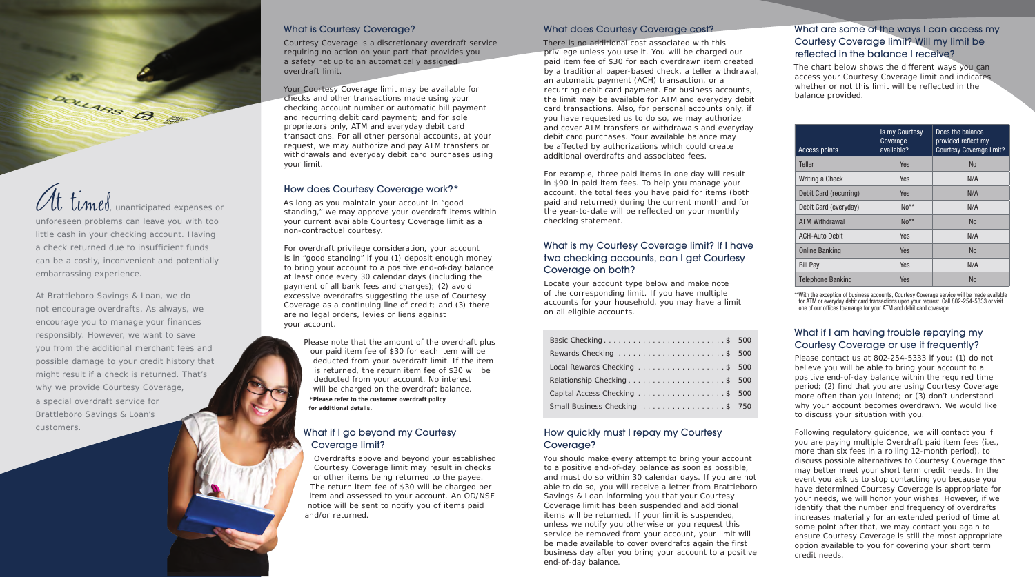At times, unanticipated expenses or unforeseen problems can leave you with too little cash in your checking account. Having a check returned due to insufficient funds can be a costly, inconvenient and potentially embarrassing experience.

At Brattleboro Savings & Loan, we do not encourage overdrafts. As always, we encourage you to manage your finances responsibly. However, we want to save you from the additional merchant fees and possible damage to your credit history that might result if a check is returned. That's why we provide Courtesy Coverage, a special overdraft service for Brattleboro Savings & Loan's customers.

## What is Courtesy Coverage?

Courtesy Coverage is a discretionary overdraft service requiring no action on your part that provides you a safety net up to an automatically assigned overdraft limit.

Your Courtesy Coverage limit may be available for checks and other transactions made using your checking account number or automatic bill payment and recurring debit card payment; and for sole proprietors only, ATM and everyday debit card transactions. For all other personal accounts, at your request, we may authorize and pay ATM transfers or withdrawals and everyday debit card purchases using your limit.

## How does Courtesy Coverage work?*

As long as you maintain your account in "good standing," we may approve your overdraft items within your current available Courtesy Coverage limit as a non-contractual courtesy.

For overdraft privilege consideration, your account is in "good standing" if you (1) deposit enough money to bring your account to a positive end-of-day balance at least once every 30 calendar days (including the payment of all bank fees and charges); (2) avoid excessive overdrafts suggesting the use of Courtesy Coverage as a continuing line of credit; and (3) there are no legal orders, levies or liens against your account.

Please note that the amount of the overdraft plus our paid item fee of $30 for each item will be deducted from your overdraft limit. If the item is returned, the return item fee of $30 will be deducted from your account. No interest will be charged on the overdraft balance.

**\*Please refer to the customer overdraft policy for additional details.**

## What if I go beyond my Courtesy Coverage limit?

Overdrafts above and beyond your established Courtesy Coverage limit may result in checks or other items being returned to the payee. The return item fee of $30 will be charged per item and assessed to your account. An OD/NSF notice will be sent to notify you of items paid and/or returned.

## What does Courtesy Coverage cost?

There is no additional cost associated with this privilege unless you use it. You will be charged our paid item fee of $30 for each overdrawn item created by a traditional paper-based check, a teller withdrawal, an automatic payment (ACH) transaction, or a recurring debit card payment. For business accounts, the limit may be available for ATM and everyday debit card transactions. Also, for personal accounts only, if you have requested us to do so, we may authorize and cover ATM transfers or withdrawals and everyday debit card purchases. Your available balance may be affected by authorizations which could create additional overdrafts and associated fees.

For example, three paid items in one day will result in $90 in paid item fees. To help you manage your account, the total fees you have paid for items (both paid and returned) during the current month and for the year-to-date will be reflected on your monthly checking statement.

## What is my Courtesy Coverage limit? If I have two checking accounts, can I get Courtesy Coverage on both?

Locate your account type below and make note of the corresponding limit. If you have multiple accounts for your household, you may have a limit on all eligible accounts.

| | |
|---|---|
| Basic Checking | $ 500 |
| Rewards Checking | $ 500 |
| Local Rewards Checking | $ 500 |
| Relationship Checking | $ 500 |
| Capital Access Checking | $ 500 |
| Small Business Checking | $ 750 |

## How quickly must I repay my Courtesy Coverage?

You should make every attempt to bring your account to a positive end-of-day balance as soon as possible, and must do so within 30 calendar days. If you are not able to do so, you will receive a letter from Brattleboro Savings & Loan informing you that your Courtesy Coverage limit has been suspended and additional items will be returned. If your limit is suspended, unless we notify you otherwise or you request this service be removed from your account, your limit will be made available to cover overdrafts again the first business day after you bring your account to a positive end-of-day balance.

## What are some of the ways I can access my Courtesy Coverage limit? Will my limit be reflected in the balance I receive?

The chart below shows the different ways you can access your Courtesy Coverage limit and indicates whether or not this limit will be reflected in the balance provided.

| Access points | Is my Courtesy Coverage available? | Does the balance provided reflect my Courtesy Coverage limit? |
|---|---|---|
| Teller | Yes | No |
| Writing a Check | Yes | N/A |
| Debit Card (recurring) | Yes | N/A |
| Debit Card (everyday) | No** | N/A |
| ATM Withdrawal | No** | No |
| ACH-Auto Debit | Yes | N/A |
| Online Banking | Yes | No |
| Bill Pay | Yes | N/A |
| Telephone Banking | Yes | No |

**With the exception of business accounts, Courtesy Coverage service will be made available for ATM or everyday debit card transactions upon your request. Call 802-254-5333 or visit one of our offices to arrange for your ATM and debit card coverage.

## What if I am having trouble repaying my Courtesy Coverage or use it frequently?

Please contact us at 802-254-5333 if you: (1) do not believe you will be able to bring your account to a positive end-of-day balance within the required time period; (2) find that you are using Courtesy Coverage more often than you intend; or (3) don't understand why your account becomes overdrawn. We would like to discuss your situation with you.

Following regulatory guidance, we will contact you if you are paying multiple Overdraft paid item fees (i.e., more than six fees in a rolling 12-month period), to discuss possible alternatives to Courtesy Coverage that may better meet your short term credit needs. In the event you ask us to stop contacting you because you have determined Courtesy Coverage is appropriate for your needs, we will honor your wishes. However, if we identify that the number and frequency of overdrafts increases materially for an extended period of time at some point after that, we may contact you again to ensure Courtesy Coverage is still the most appropriate option available to you for covering your short term credit needs.